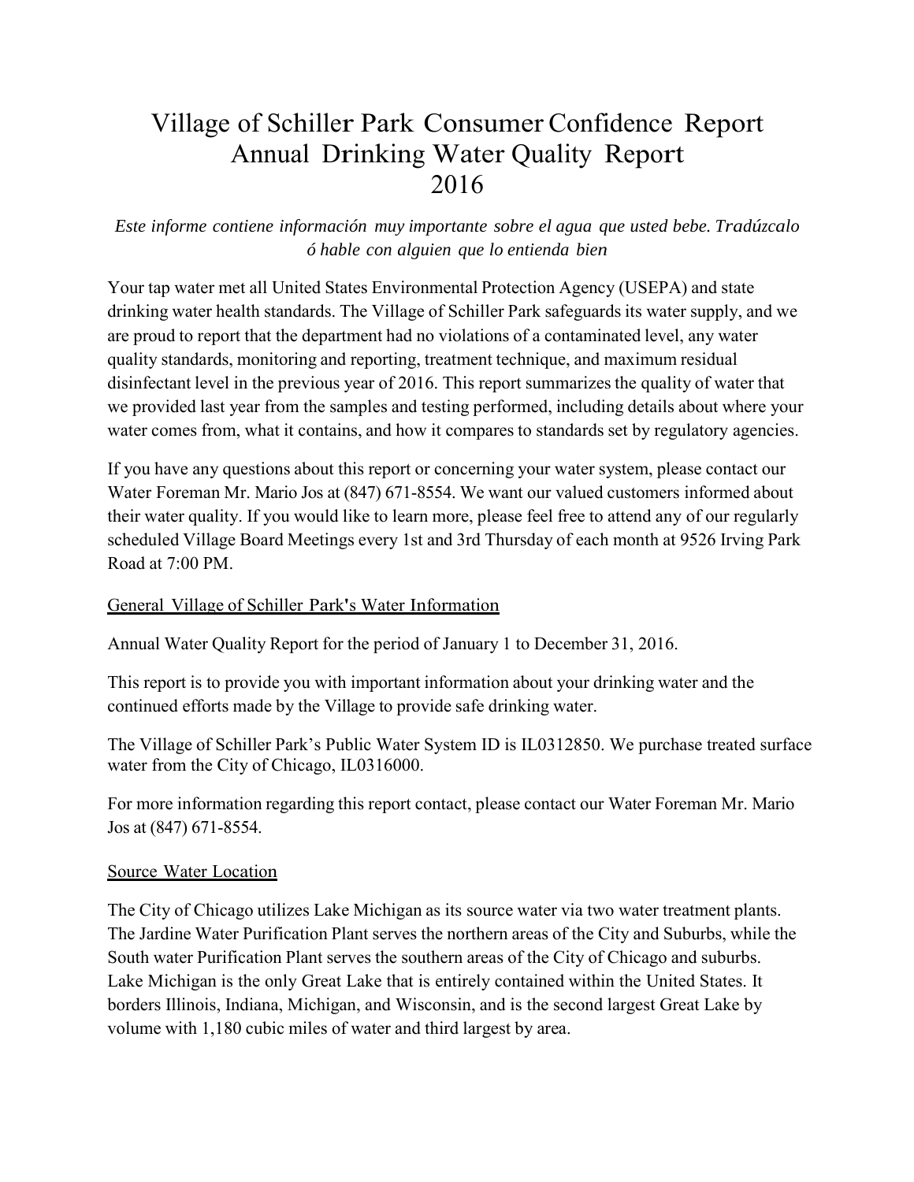# Village of Schiller Park Consumer Confidence Report Annual Drinking Water Quality Report 2016

*Este informe contiene información muy importante sobre el agua que usted bebe. Tradúzcalo ó hable con alguien que lo entienda bien*

Your tap water met all United States Environmental Protection Agency (USEPA) and state drinking water health standards. The Village of Schiller Park safeguards its water supply, and we are proud to report that the department had no violations of a contaminated level, any water quality standards, monitoring and reporting, treatment technique, and maximum residual disinfectant level in the previous year of 2016. This report summarizes the quality of water that we provided last year from the samples and testing performed, including details about where your water comes from, what it contains, and how it compares to standards set by regulatory agencies.

If you have any questions about this report or concerning your water system, please contact our Water Foreman Mr. Mario Jos at (847) 671-8554. We want our valued customers informed about their water quality. If you would like to learn more, please feel free to attend any of our regularly scheduled Village Board Meetings every 1st and 3rd Thursday of each month at 9526 Irving Park Road at 7:00 PM.

## General Village of Schiller Park's Water Information

Annual Water Quality Report for the period of January 1 to December 31, 2016.

This report is to provide you with important information about your drinking water and the continued efforts made by the Village to provide safe drinking water.

The Village of Schiller Park's Public Water System ID is IL0312850. We purchase treated surface water from the City of Chicago, IL0316000.

For more information regarding this report contact, please contact our Water Foreman Mr. Mario Jos at (847) 671-8554.

## Source Water Location

The City of Chicago utilizes Lake Michigan as its source water via two water treatment plants. The Jardine Water Purification Plant serves the northern areas of the City and Suburbs, while the South water Purification Plant serves the southern areas of the City of Chicago and suburbs. Lake Michigan is the only Great Lake that is entirely contained within the United States. It borders Illinois, Indiana, Michigan, and Wisconsin, and is the second largest Great Lake by volume with 1,180 cubic miles of water and third largest by area.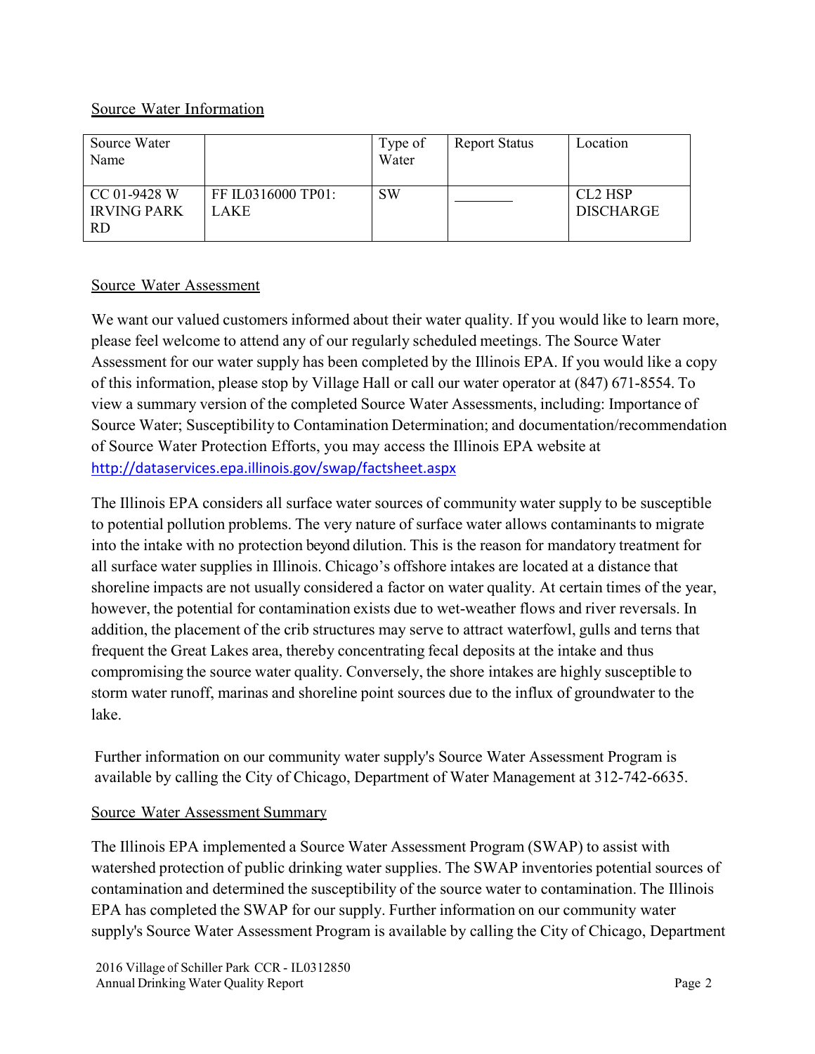## Source Water Information

| Source Water Name | | Type of Water | Report Status | Location |
|---|---|---|---|---|
| CC 01-9428 W IRVING PARK RD | FF IL0316000 TP01: LAKE | SW | ________ | CL2 HSP DISCHARGE |

## Source Water Assessment

We want our valued customers informed about their water quality. If you would like to learn more, please feel welcome to attend any of our regularly scheduled meetings. The Source Water Assessment for our water supply has been completed by the Illinois EPA. If you would like a copy of this information, please stop by Village Hall or call our water operator at (847) 671-8554. To view a summary version of the completed Source Water Assessments, including: Importance of Source Water; Susceptibility to Contamination Determination; and documentation/recommendation of Source Water Protection Efforts, you may access the Illinois EPA website at http://dataservices.epa.illinois.gov/swap/factsheet.aspx

The Illinois EPA considers all surface water sources of community water supply to be susceptible to potential pollution problems. The very nature of surface water allows contaminants to migrate into the intake with no protection beyond dilution. This is the reason for mandatory treatment for all surface water supplies in Illinois. Chicago's offshore intakes are located at a distance that shoreline impacts are not usually considered a factor on water quality. At certain times of the year, however, the potential for contamination exists due to wet-weather flows and river reversals. In addition, the placement of the crib structures may serve to attract waterfowl, gulls and terns that frequent the Great Lakes area, thereby concentrating fecal deposits at the intake and thus compromising the source water quality. Conversely, the shore intakes are highly susceptible to storm water runoff, marinas and shoreline point sources due to the influx of groundwater to the lake.

Further information on our community water supply's Source Water Assessment Program is available by calling the City of Chicago, Department of Water Management at 312-742-6635.

## Source Water Assessment Summary

The Illinois EPA implemented a Source Water Assessment Program (SWAP) to assist with watershed protection of public drinking water supplies. The SWAP inventories potential sources of contamination and determined the susceptibility of the source water to contamination. The Illinois EPA has completed the SWAP for our supply. Further information on our community water supply's Source Water Assessment Program is available by calling the City of Chicago, Department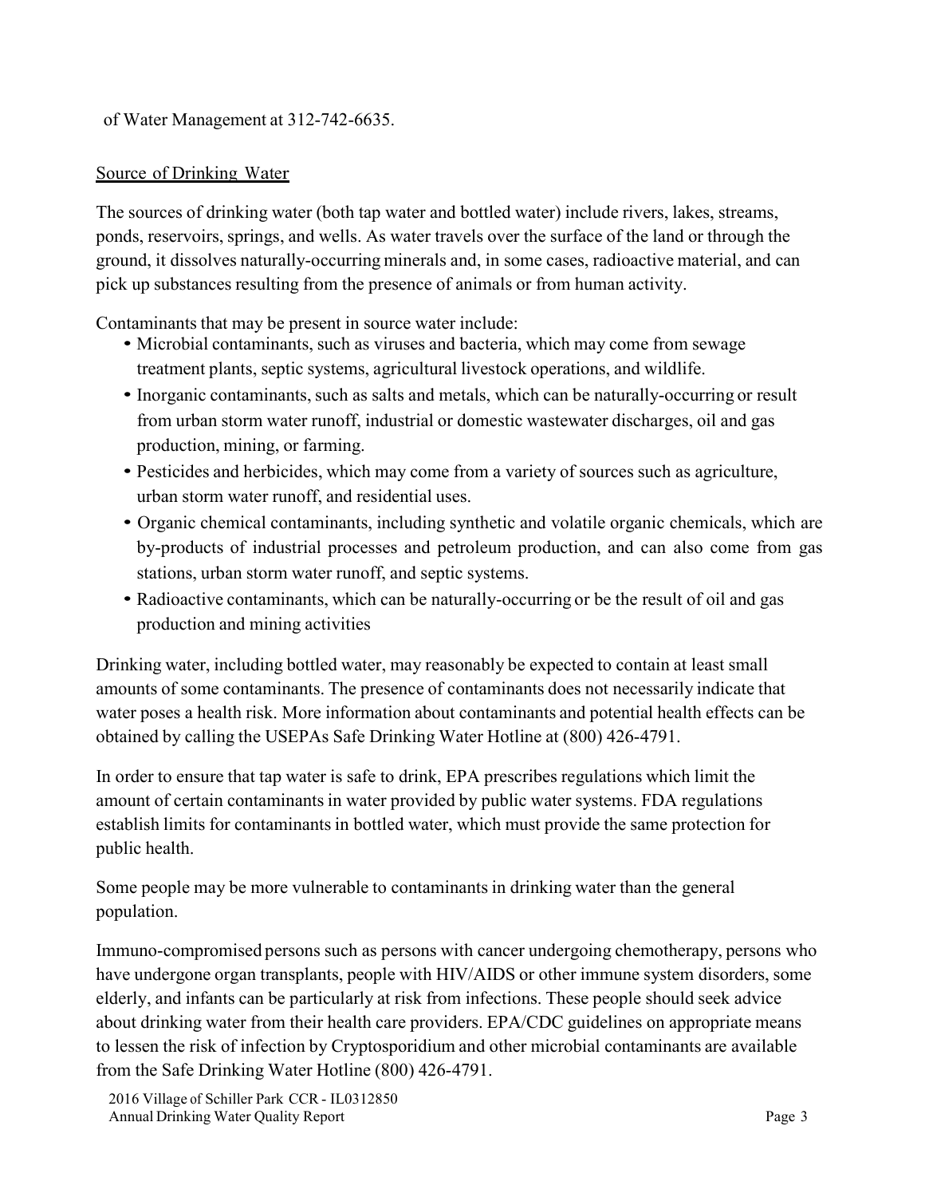of Water Management at 312-742-6635.

## Source of Drinking Water

The sources of drinking water (both tap water and bottled water) include rivers, lakes, streams, ponds, reservoirs, springs, and wells. As water travels over the surface of the land or through the ground, it dissolves naturally-occurring minerals and, in some cases, radioactive material, and can pick up substances resulting from the presence of animals or from human activity.

Contaminants that may be present in source water include:

- Microbial contaminants, such as viruses and bacteria, which may come from sewage treatment plants, septic systems, agricultural livestock operations, and wildlife.
- Inorganic contaminants, such as salts and metals, which can be naturally-occurring or result from urban storm water runoff, industrial or domestic wastewater discharges, oil and gas production, mining, or farming.
- Pesticides and herbicides, which may come from a variety of sources such as agriculture, urban storm water runoff, and residential uses.
- Organic chemical contaminants, including synthetic and volatile organic chemicals, which are by-products of industrial processes and petroleum production, and can also come from gas stations, urban storm water runoff, and septic systems.
- Radioactive contaminants, which can be naturally-occurring or be the result of oil and gas production and mining activities

Drinking water, including bottled water, may reasonably be expected to contain at least small amounts of some contaminants. The presence of contaminants does not necessarily indicate that water poses a health risk. More information about contaminants and potential health effects can be obtained by calling the USEPAs Safe Drinking Water Hotline at (800) 426-4791.

In order to ensure that tap water is safe to drink, EPA prescribes regulations which limit the amount of certain contaminants in water provided by public water systems. FDA regulations establish limits for contaminants in bottled water, which must provide the same protection for public health.

Some people may be more vulnerable to contaminants in drinking water than the general population.

Immuno-compromised persons such as persons with cancer undergoing chemotherapy, persons who have undergone organ transplants, people with HIV/AIDS or other immune system disorders, some elderly, and infants can be particularly at risk from infections. These people should seek advice about drinking water from their health care providers. EPA/CDC guidelines on appropriate means to lessen the risk of infection by Cryptosporidium and other microbial contaminants are available from the Safe Drinking Water Hotline (800) 426-4791.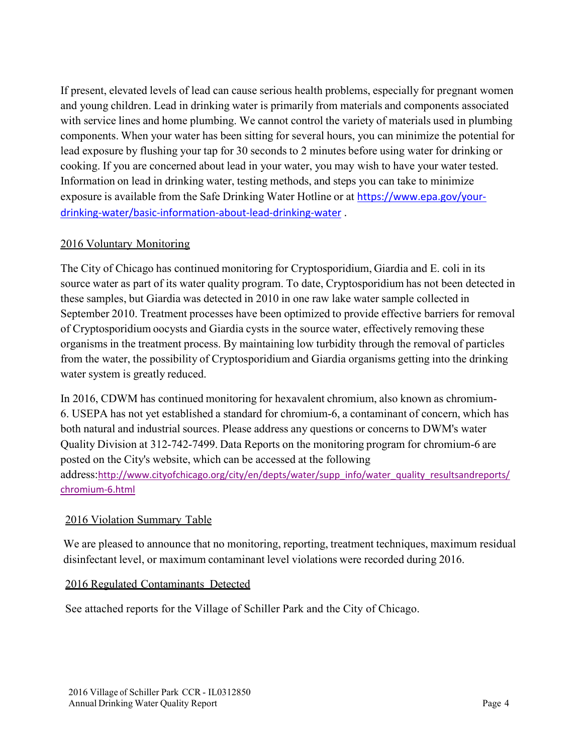If present, elevated levels of lead can cause serious health problems, especially for pregnant women and young children. Lead in drinking water is primarily from materials and components associated with service lines and home plumbing. We cannot control the variety of materials used in plumbing components. When your water has been sitting for several hours, you can minimize the potential for lead exposure by flushing your tap for 30 seconds to 2 minutes before using water for drinking or cooking. If you are concerned about lead in your water, you may wish to have your water tested. Information on lead in drinking water, testing methods, and steps you can take to minimize exposure is available from the Safe Drinking Water Hotline or at https://www.epa.gov/your-drinking-water/basic-information-about-lead-drinking-water .

## 2016 Voluntary Monitoring

The City of Chicago has continued monitoring for Cryptosporidium, Giardia and E. coli in its source water as part of its water quality program. To date, Cryptosporidium has not been detected in these samples, but Giardia was detected in 2010 in one raw lake water sample collected in September 2010. Treatment processes have been optimized to provide effective barriers for removal of Cryptosporidium oocysts and Giardia cysts in the source water, effectively removing these organisms in the treatment process. By maintaining low turbidity through the removal of particles from the water, the possibility of Cryptosporidium and Giardia organisms getting into the drinking water system is greatly reduced.

In 2016, CDWM has continued monitoring for hexavalent chromium, also known as chromium-6. USEPA has not yet established a standard for chromium-6, a contaminant of concern, which has both natural and industrial sources. Please address any questions or concerns to DWM's water Quality Division at 312-742-7499. Data Reports on the monitoring program for chromium-6 are posted on the City's website, which can be accessed at the following address:http://www.cityofchicago.org/city/en/depts/water/supp_info/water_quality_resultsandreports/chromium-6.html

## 2016 Violation Summary Table

We are pleased to announce that no monitoring, reporting, treatment techniques, maximum residual disinfectant level, or maximum contaminant level violations were recorded during 2016.

## 2016 Regulated Contaminants Detected

See attached reports for the Village of Schiller Park and the City of Chicago.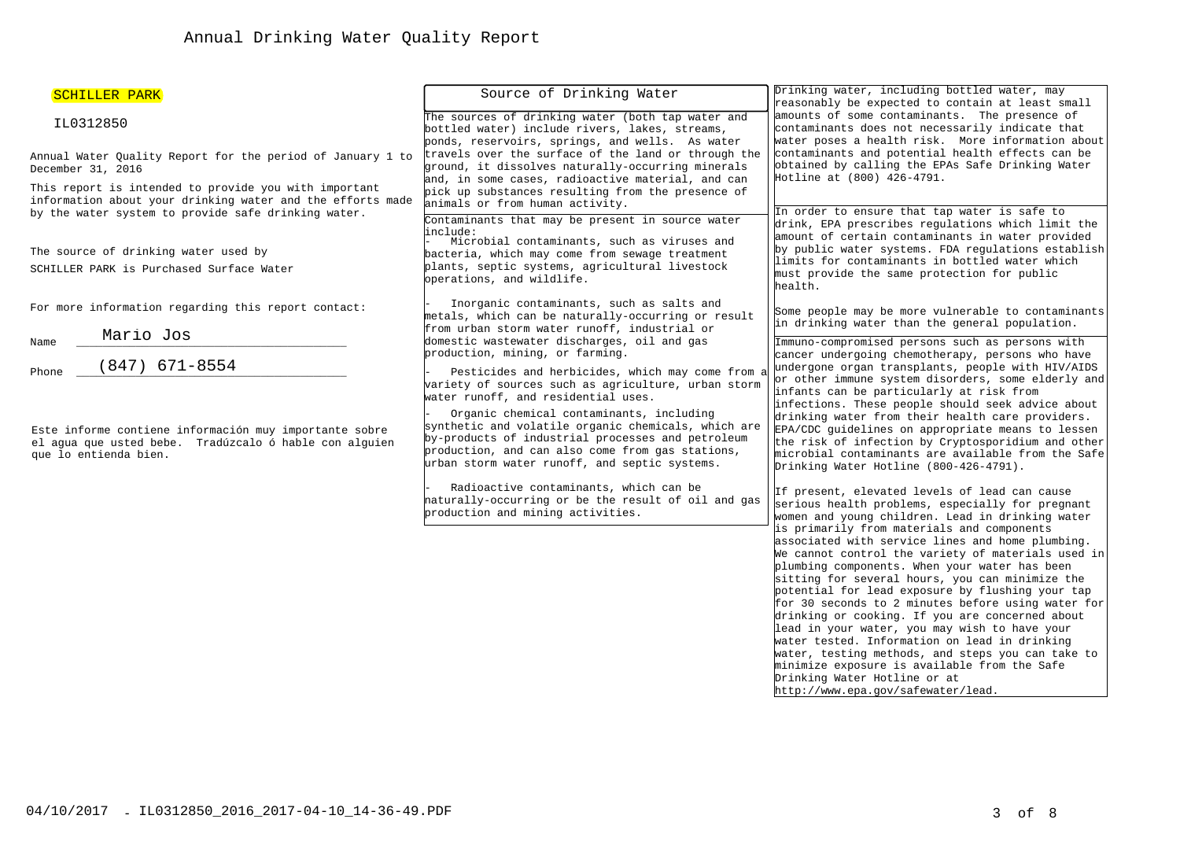# Annual Drinking Water Quality Report

SCHILLER PARK

IL0312850

Annual Water Quality Report for the period of January 1 to December 31, 2016

This report is intended to provide you with important information about your drinking water and the efforts made by the water system to provide safe drinking water.

The source of drinking water used by SCHILLER PARK is Purchased Surface Water

For more information regarding this report contact:

Name Mario Jos

Phone (847) 671-8554

Este informe contiene información muy importante sobre el agua que usted bebe. Tradúzcalo ó hable con alguien que lo entienda bien.

## Source of Drinking Water

The sources of drinking water (both tap water and bottled water) include rivers, lakes, streams, ponds, reservoirs, springs, and wells. As water travels over the surface of the land or through the ground, it dissolves naturally-occurring minerals and, in some cases, radioactive material, and can pick up substances resulting from the presence of animals or from human activity.

Contaminants that may be present in source water include:

- Microbial contaminants, such as viruses and bacteria, which may come from sewage treatment plants, septic systems, agricultural livestock operations, and wildlife.
- Inorganic contaminants, such as salts and metals, which can be naturally-occurring or result from urban storm water runoff, industrial or domestic wastewater discharges, oil and gas production, mining, or farming.
- Pesticides and herbicides, which may come from a variety of sources such as agriculture, urban storm water runoff, and residential uses.
- Organic chemical contaminants, including synthetic and volatile organic chemicals, which are by-products of industrial processes and petroleum production, and can also come from gas stations, urban storm water runoff, and septic systems.
- Radioactive contaminants, which can be naturally-occurring or be the result of oil and gas production and mining activities.

Drinking water, including bottled water, may reasonably be expected to contain at least small amounts of some contaminants. The presence of contaminants does not necessarily indicate that water poses a health risk. More information about contaminants and potential health effects can be obtained by calling the EPAs Safe Drinking Water Hotline at (800) 426-4791.

In order to ensure that tap water is safe to drink, EPA prescribes regulations which limit the amount of certain contaminants in water provided by public water systems. FDA regulations establish limits for contaminants in bottled water which must provide the same protection for public health.

Some people may be more vulnerable to contaminants in drinking water than the general population.

Immuno-compromised persons such as persons with cancer undergoing chemotherapy, persons who have undergone organ transplants, people with HIV/AIDS or other immune system disorders, some elderly and infants can be particularly at risk from infections. These people should seek advice about drinking water from their health care providers. EPA/CDC guidelines on appropriate means to lessen the risk of infection by Cryptosporidium and other microbial contaminants are available from the Safe Drinking Water Hotline (800-426-4791).

If present, elevated levels of lead can cause serious health problems, especially for pregnant women and young children. Lead in drinking water is primarily from materials and components associated with service lines and home plumbing. We cannot control the variety of materials used in plumbing components. When your water has been sitting for several hours, you can minimize the potential for lead exposure by flushing your tap for 30 seconds to 2 minutes before using water for drinking or cooking. If you are concerned about lead in your water, you may wish to have your water tested. Information on lead in drinking water, testing methods, and steps you can take to minimize exposure is available from the Safe Drinking Water Hotline or at http://www.epa.gov/safewater/lead.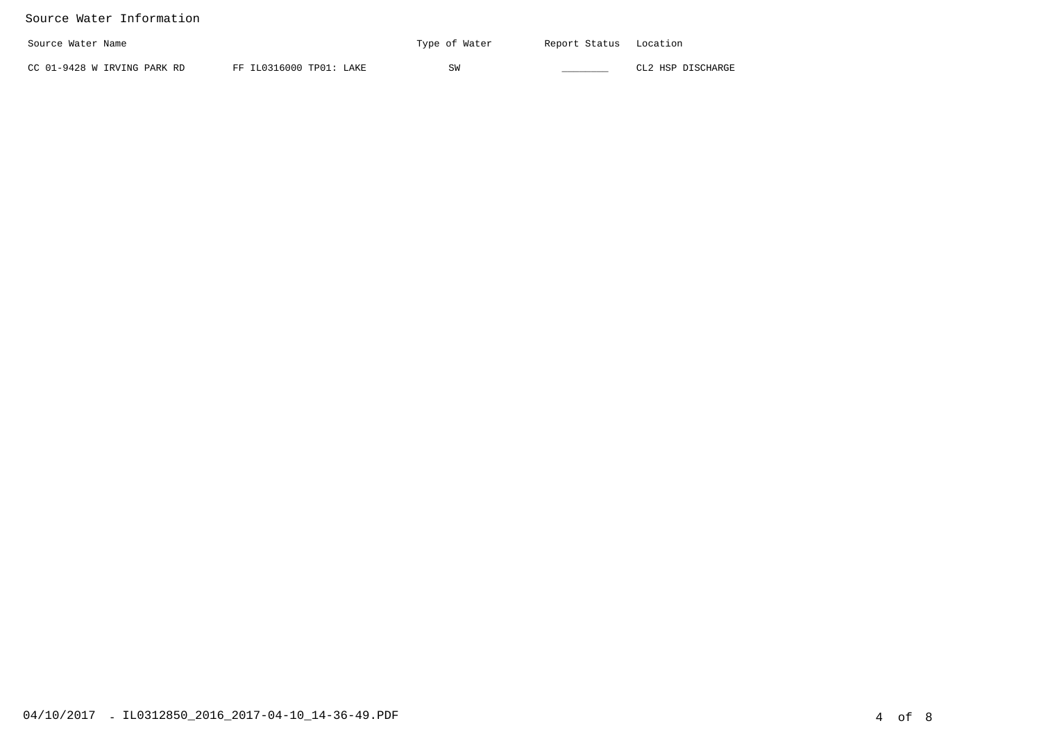## Source Water Information

| Source Water Name | | Type of Water | Report Status | Location |
|---|---|---|---|---|
| CC 01-9428 W IRVING PARK RD | FF IL0316000 TP01: LAKE | SW | ________ | CL2 HSP DISCHARGE |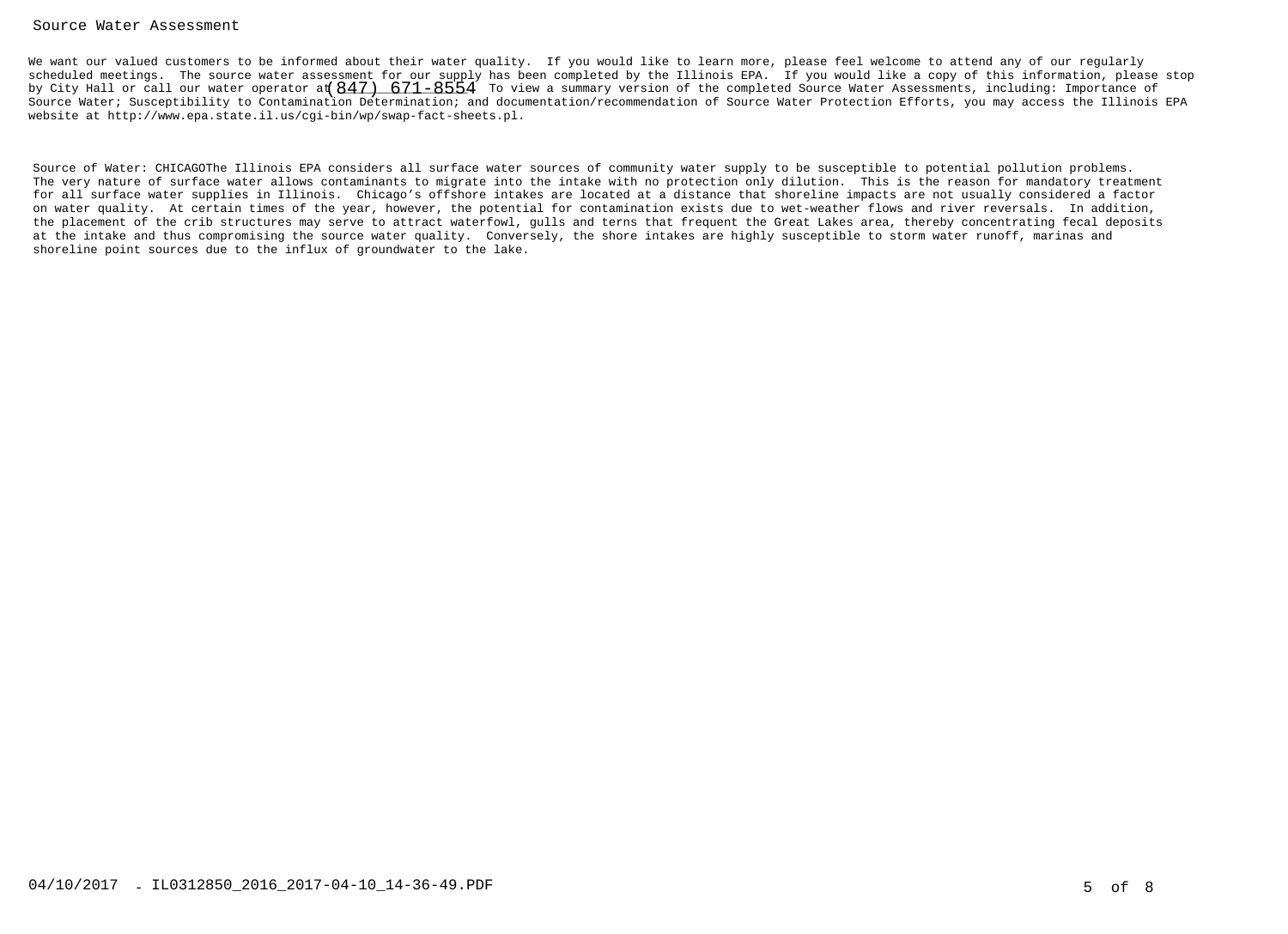## Source Water Assessment

We want our valued customers to be informed about their water quality. If you would like to learn more, please feel welcome to attend any of our regularly scheduled meetings. The source water assessment for our supply has been completed by the Illinois EPA. If you would like a copy of this information, please stop by City Hall or call our water operator at (847) 671-8554 To view a summary version of the completed Source Water Assessments, including: Importance of Source Water; Susceptibility to Contamination Determination; and documentation/recommendation of Source Water Protection Efforts, you may access the Illinois EPA website at http://www.epa.state.il.us/cgi-bin/wp/swap-fact-sheets.pl.

Source of Water: CHICAGOThe Illinois EPA considers all surface water sources of community water supply to be susceptible to potential pollution problems. The very nature of surface water allows contaminants to migrate into the intake with no protection only dilution. This is the reason for mandatory treatment for all surface water supplies in Illinois. Chicago's offshore intakes are located at a distance that shoreline impacts are not usually considered a factor on water quality. At certain times of the year, however, the potential for contamination exists due to wet-weather flows and river reversals. In addition, the placement of the crib structures may serve to attract waterfowl, gulls and terns that frequent the Great Lakes area, thereby concentrating fecal deposits at the intake and thus compromising the source water quality. Conversely, the shore intakes are highly susceptible to storm water runoff, marinas and shoreline point sources due to the influx of groundwater to the lake.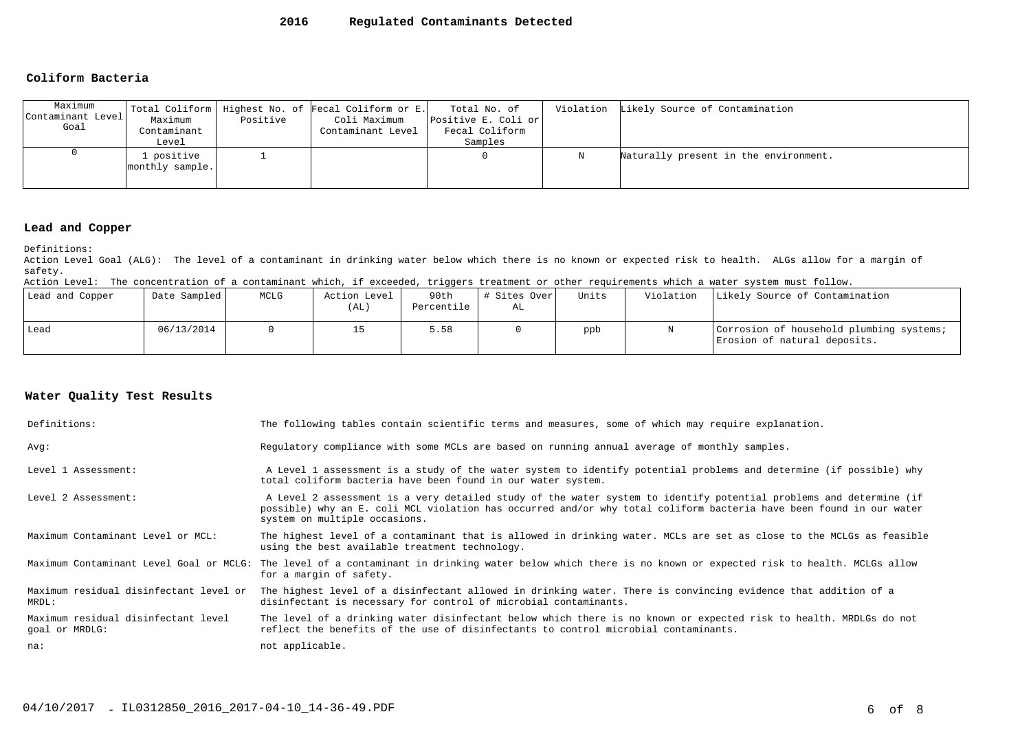## 2016 Regulated Contaminants Detected

### Coliform Bacteria

| Maximum Contaminant Level Goal | Total Coliform Maximum Contaminant Level | Highest No. of Positive | Fecal Coliform or E. Coli Maximum Contaminant Level | Total No. of Positive E. Coli or Fecal Coliform Samples | Violation | Likely Source of Contamination |
|---|---|---|---|---|---|---|
| 0 | 1 positive monthly sample. | 1 | | 0 | N | Naturally present in the environment. |

### Lead and Copper

Definitions:

Action Level Goal (ALG): The level of a contaminant in drinking water below which there is no known or expected risk to health. ALGs allow for a margin of safety.

Action Level: The concentration of a contaminant which, if exceeded, triggers treatment or other requirements which a water system must follow.

| Lead and Copper | Date Sampled | MCLG | Action Level (AL) | 90th Percentile | # Sites Over AL | Units | Violation | Likely Source of Contamination |
|---|---|---|---|---|---|---|---|---|
| Lead | 06/13/2014 | 0 | 15 | 5.58 | 0 | ppb | N | Corrosion of household plumbing systems; Erosion of natural deposits. |

### Water Quality Test Results

| | |
|---|---|
| Definitions: | The following tables contain scientific terms and measures, some of which may require explanation. |
| Avg: | Regulatory compliance with some MCLs are based on running annual average of monthly samples. |
| Level 1 Assessment: | A Level 1 assessment is a study of the water system to identify potential problems and determine (if possible) why total coliform bacteria have been found in our water system. |
| Level 2 Assessment: | A Level 2 assessment is a very detailed study of the water system to identify potential problems and determine (if possible) why an E. coli MCL violation has occurred and/or why total coliform bacteria have been found in our water system on multiple occasions. |
| Maximum Contaminant Level or MCL: | The highest level of a contaminant that is allowed in drinking water. MCLs are set as close to the MCLGs as feasible using the best available treatment technology. |
| Maximum Contaminant Level Goal or MCLG: | The level of a contaminant in drinking water below which there is no known or expected risk to health. MCLGs allow for a margin of safety. |
| Maximum residual disinfectant level or MRDL: | The highest level of a disinfectant allowed in drinking water. There is convincing evidence that addition of a disinfectant is necessary for control of microbial contaminants. |
| Maximum residual disinfectant level goal or MRDLG: | The level of a drinking water disinfectant below which there is no known or expected risk to health. MRDLGs do not reflect the benefits of the use of disinfectants to control microbial contaminants. |
| na: | not applicable. |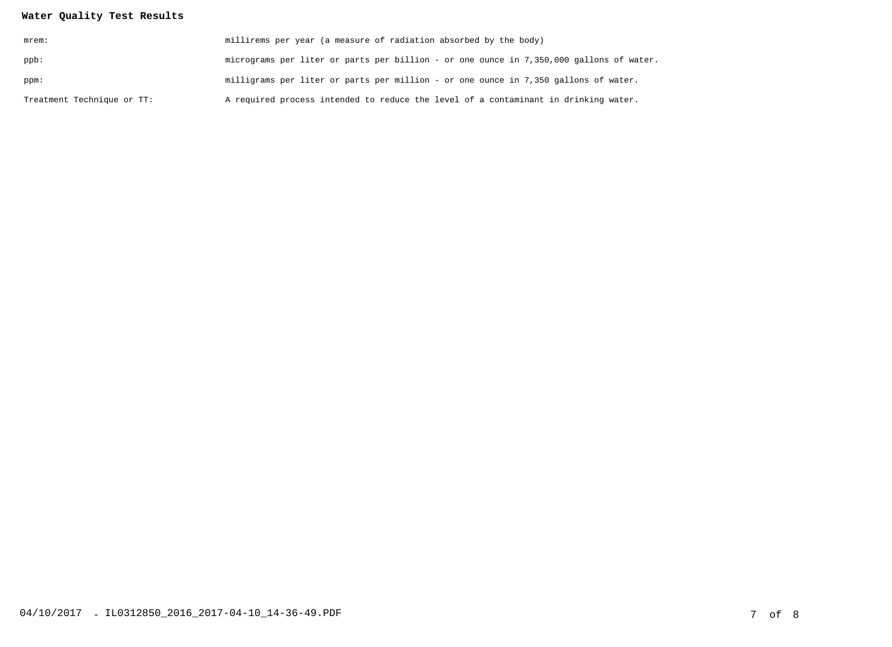**Water Quality Test Results**

| | |
|---|---|
| mrem: | millirems per year (a measure of radiation absorbed by the body) |
| ppb: | micrograms per liter or parts per billion - or one ounce in 7,350,000 gallons of water. |
| ppm: | milligrams per liter or parts per million - or one ounce in 7,350 gallons of water. |
| Treatment Technique or TT: | A required process intended to reduce the level of a contaminant in drinking water. |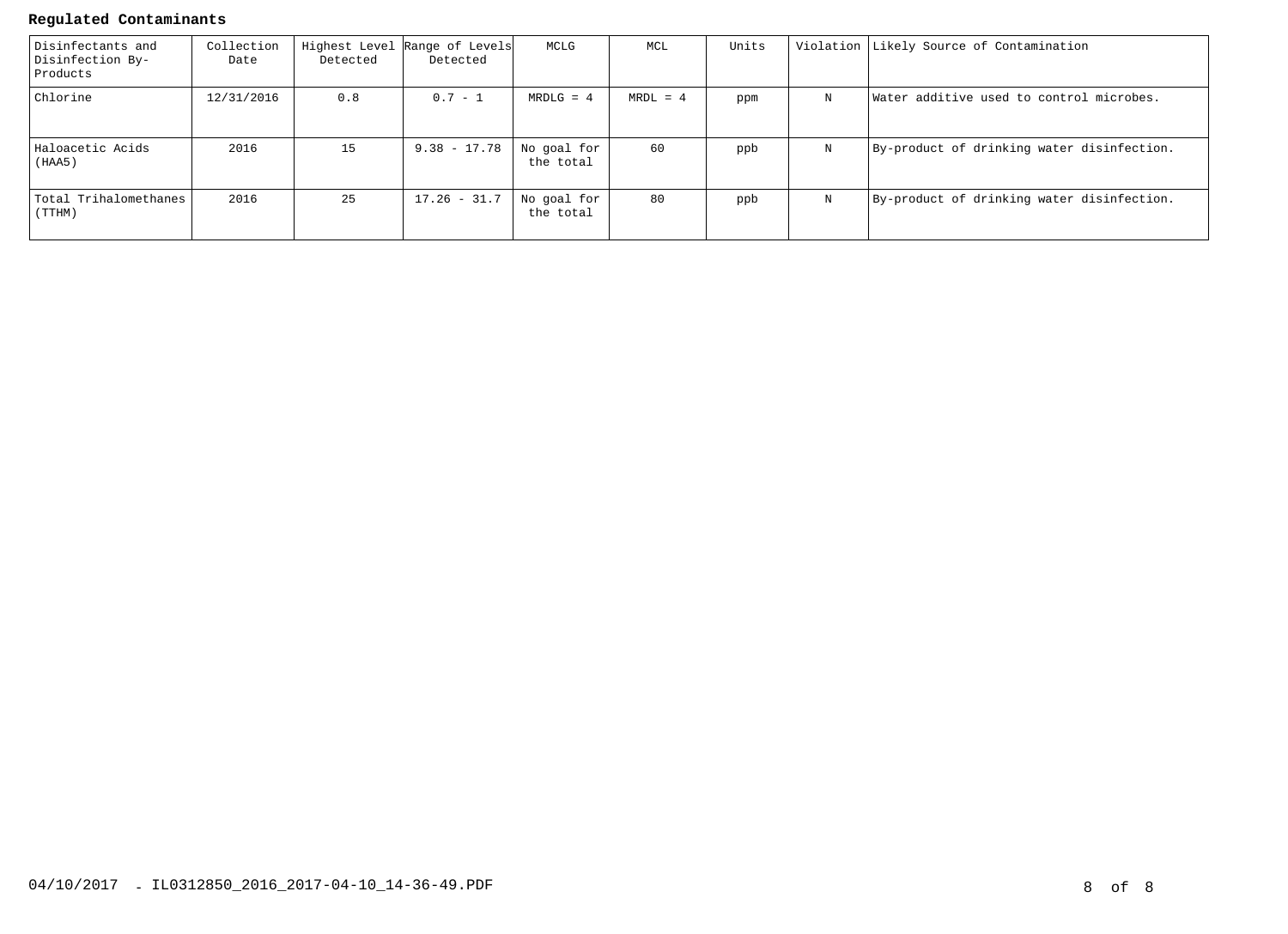**Regulated Contaminants**

| Disinfectants and Disinfection By-Products | Collection Date | Highest Level Detected | Range of Levels Detected | MCLG | MCL | Units | Violation | Likely Source of Contamination |
|---|---|---|---|---|---|---|---|---|
| Chlorine | 12/31/2016 | 0.8 | 0.7 - 1 | MRDLG = 4 | MRDL = 4 | ppm | N | Water additive used to control microbes. |
| Haloacetic Acids (HAA5) | 2016 | 15 | 9.38 - 17.78 | No goal for the total | 60 | ppb | N | By-product of drinking water disinfection. |
| Total Trihalomethanes (TTHM) | 2016 | 25 | 17.26 - 31.7 | No goal for the total | 80 | ppb | N | By-product of drinking water disinfection. |

04/10/2017 - IL0312850_2016_2017-04-10_14-36-49.PDF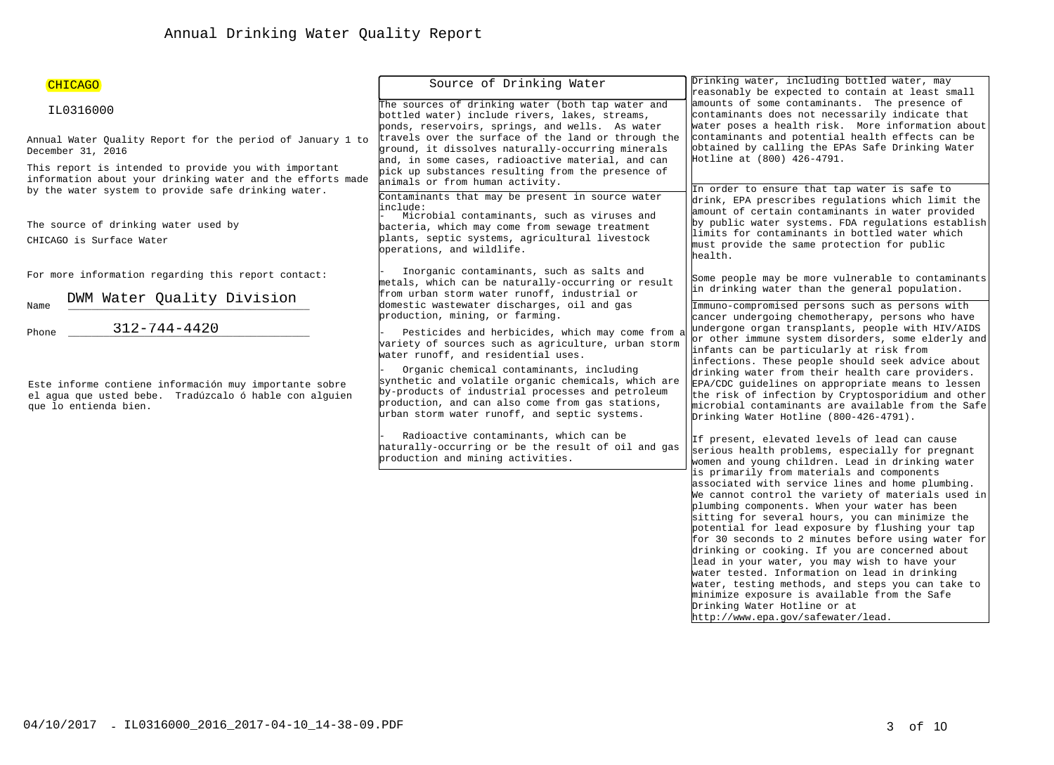# Annual Drinking Water Quality Report

CHICAGO

IL0316000

Annual Water Quality Report for the period of January 1 to December 31, 2016

This report is intended to provide you with important information about your drinking water and the efforts made by the water system to provide safe drinking water.

The source of drinking water used by CHICAGO is Surface Water

For more information regarding this report contact:

Name DWM Water Quality Division

Phone 312-744-4420

Este informe contiene información muy importante sobre el agua que usted bebe. Tradúzcalo ó hable con alguien que lo entienda bien.

## Source of Drinking Water

The sources of drinking water (both tap water and bottled water) include rivers, lakes, streams, ponds, reservoirs, springs, and wells. As water travels over the surface of the land or through the ground, it dissolves naturally-occurring minerals and, in some cases, radioactive material, and can pick up substances resulting from the presence of animals or from human activity.

Contaminants that may be present in source water include:

- Microbial contaminants, such as viruses and bacteria, which may come from sewage treatment plants, septic systems, agricultural livestock operations, and wildlife.
- Inorganic contaminants, such as salts and metals, which can be naturally-occurring or result from urban storm water runoff, industrial or domestic wastewater discharges, oil and gas production, mining, or farming.
- Pesticides and herbicides, which may come from a variety of sources such as agriculture, urban storm water runoff, and residential uses.
- Organic chemical contaminants, including synthetic and volatile organic chemicals, which are by-products of industrial processes and petroleum production, and can also come from gas stations, urban storm water runoff, and septic systems.
- Radioactive contaminants, which can be naturally-occurring or be the result of oil and gas production and mining activities.

Drinking water, including bottled water, may reasonably be expected to contain at least small amounts of some contaminants. The presence of contaminants does not necessarily indicate that water poses a health risk. More information about contaminants and potential health effects can be obtained by calling the EPAs Safe Drinking Water Hotline at (800) 426-4791.

In order to ensure that tap water is safe to drink, EPA prescribes regulations which limit the amount of certain contaminants in water provided by public water systems. FDA regulations establish limits for contaminants in bottled water which must provide the same protection for public health.

Some people may be more vulnerable to contaminants in drinking water than the general population.

Immuno-compromised persons such as persons with cancer undergoing chemotherapy, persons who have undergone organ transplants, people with HIV/AIDS or other immune system disorders, some elderly and infants can be particularly at risk from infections. These people should seek advice about drinking water from their health care providers. EPA/CDC guidelines on appropriate means to lessen the risk of infection by Cryptosporidium and other microbial contaminants are available from the Safe Drinking Water Hotline (800-426-4791).

If present, elevated levels of lead can cause serious health problems, especially for pregnant women and young children. Lead in drinking water is primarily from materials and components associated with service lines and home plumbing. We cannot control the variety of materials used in plumbing components. When your water has been sitting for several hours, you can minimize the potential for lead exposure by flushing your tap for 30 seconds to 2 minutes before using water for drinking or cooking. If you are concerned about lead in your water, you may wish to have your water tested. Information on lead in drinking water, testing methods, and steps you can take to minimize exposure is available from the Safe Drinking Water Hotline or at http://www.epa.gov/safewater/lead.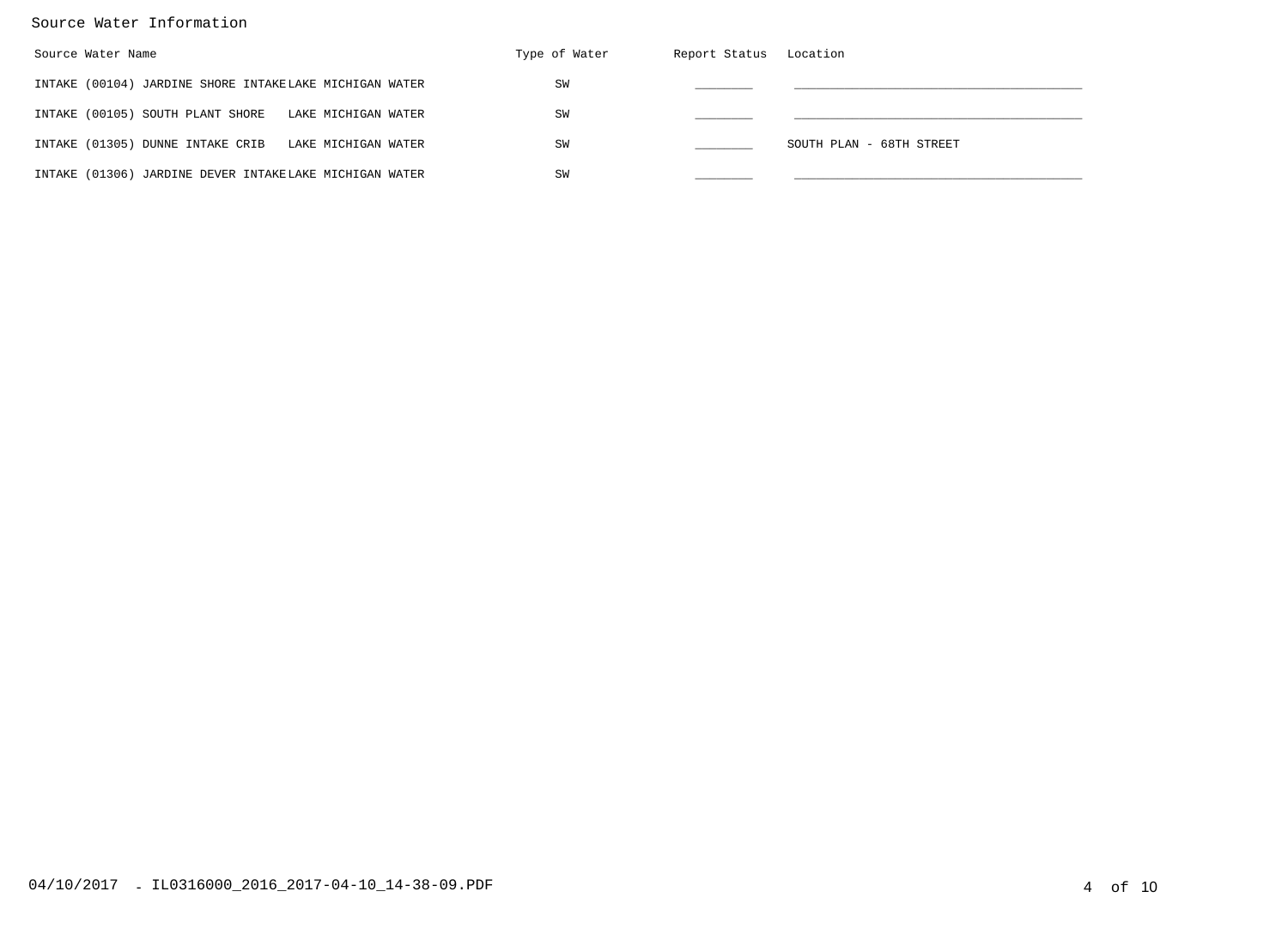## Source Water Information

| Source Water Name | | Type of Water | Report Status | Location |
|---|---|---|---|---|
| INTAKE (00104) JARDINE SHORE INTAKE | LAKE MICHIGAN WATER | SW | | |
| INTAKE (00105) SOUTH PLANT SHORE | LAKE MICHIGAN WATER | SW | | |
| INTAKE (01305) DUNNE INTAKE CRIB | LAKE MICHIGAN WATER | SW | | SOUTH PLAN - 68TH STREET |
| INTAKE (01306) JARDINE DEVER INTAKE | LAKE MICHIGAN WATER | SW | | |

04/10/2017 - IL0316000_2016_2017-04-10_14-38-09.PDF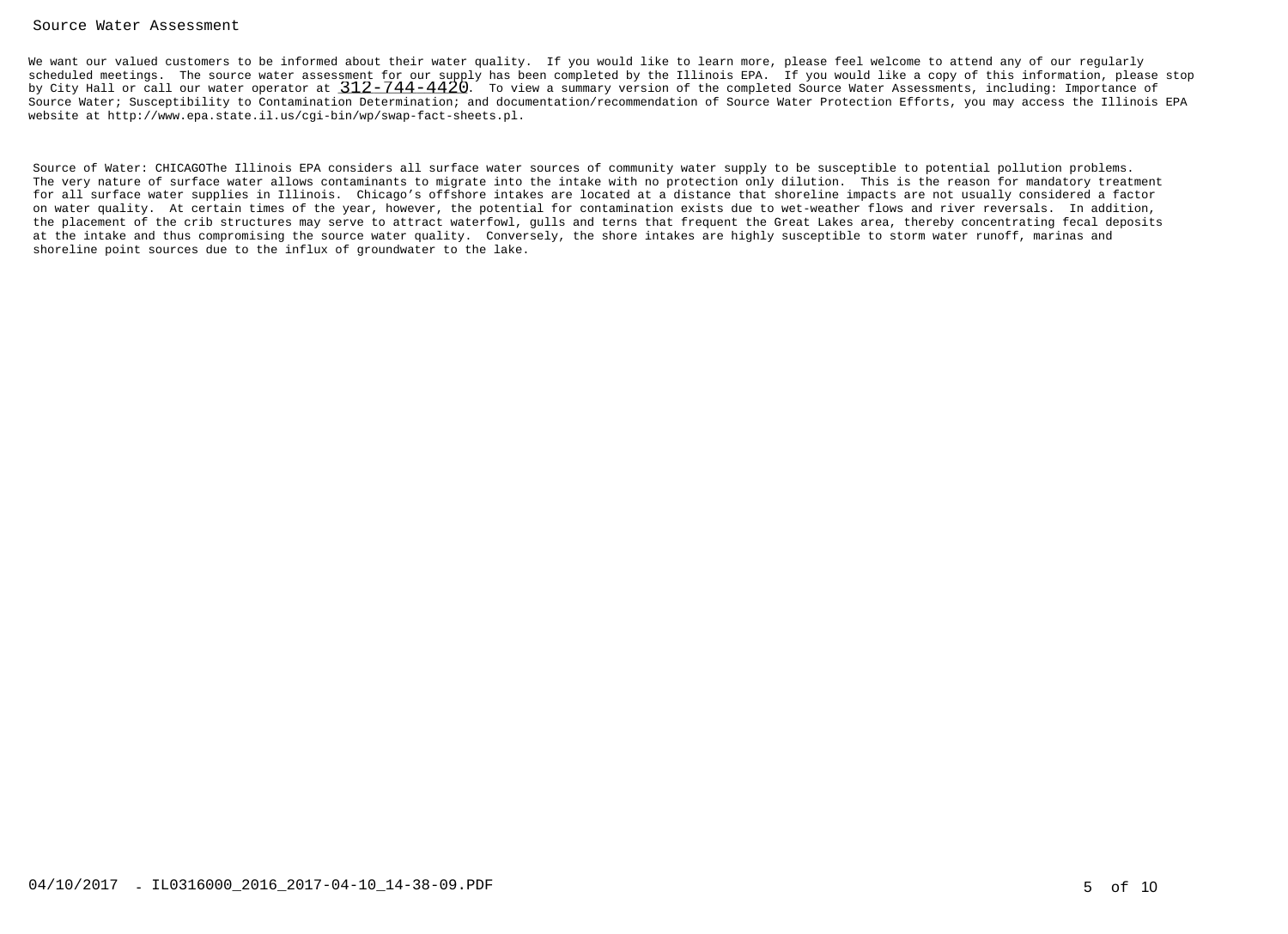## Source Water Assessment

We want our valued customers to be informed about their water quality. If you would like to learn more, please feel welcome to attend any of our regularly scheduled meetings. The source water assessment for our supply has been completed by the Illinois EPA. If you would like a copy of this information, please stop by City Hall or call our water operator at 312-744-4420. To view a summary version of the completed Source Water Assessments, including: Importance of Source Water; Susceptibility to Contamination Determination; and documentation/recommendation of Source Water Protection Efforts, you may access the Illinois EPA website at http://www.epa.state.il.us/cgi-bin/wp/swap-fact-sheets.pl.

Source of Water: CHICAGOThe Illinois EPA considers all surface water sources of community water supply to be susceptible to potential pollution problems. The very nature of surface water allows contaminants to migrate into the intake with no protection only dilution. This is the reason for mandatory treatment for all surface water supplies in Illinois. Chicago's offshore intakes are located at a distance that shoreline impacts are not usually considered a factor on water quality. At certain times of the year, however, the potential for contamination exists due to wet-weather flows and river reversals. In addition, the placement of the crib structures may serve to attract waterfowl, gulls and terns that frequent the Great Lakes area, thereby concentrating fecal deposits at the intake and thus compromising the source water quality. Conversely, the shore intakes are highly susceptible to storm water runoff, marinas and shoreline point sources due to the influx of groundwater to the lake.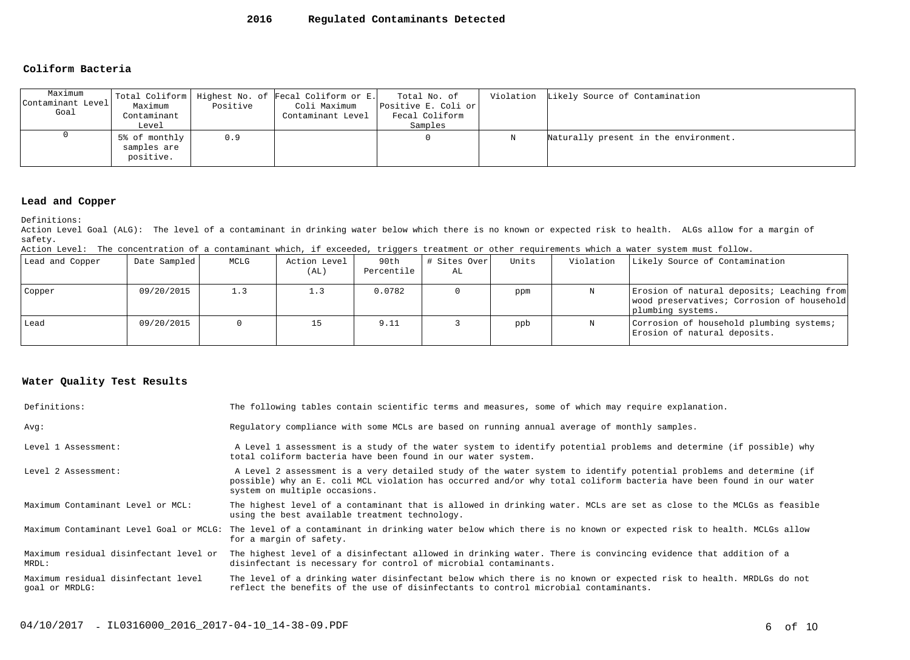# 2016 Regulated Contaminants Detected

## Coliform Bacteria

| Maximum Contaminant Level Goal | Total Coliform Maximum Contaminant Level | Highest No. of Positive | Fecal Coliform or E. Coli Maximum Contaminant Level | Total No. of Positive E. Coli or Fecal Coliform Samples | Violation | Likely Source of Contamination |
|---|---|---|---|---|---|---|
| 0 | 5% of monthly samples are positive. | 0.9 | | 0 | N | Naturally present in the environment. |

## Lead and Copper

Definitions:

Action Level Goal (ALG): The level of a contaminant in drinking water below which there is no known or expected risk to health. ALGs allow for a margin of safety.

Action Level: The concentration of a contaminant which, if exceeded, triggers treatment or other requirements which a water system must follow.

| Lead and Copper | Date Sampled | MCLG | Action Level (AL) | 90th Percentile | # Sites Over AL | Units | Violation | Likely Source of Contamination |
|---|---|---|---|---|---|---|---|---|
| Copper | 09/20/2015 | 1.3 | 1.3 | 0.0782 | 0 | ppm | N | Erosion of natural deposits; Leaching from wood preservatives; Corrosion of household plumbing systems. |
| Lead | 09/20/2015 | 0 | 15 | 9.11 | 3 | ppb | N | Corrosion of household plumbing systems; Erosion of natural deposits. |

## Water Quality Test Results

| | |
|---|---|
| Definitions: | The following tables contain scientific terms and measures, some of which may require explanation. |
| Avg: | Regulatory compliance with some MCLs are based on running annual average of monthly samples. |
| Level 1 Assessment: | A Level 1 assessment is a study of the water system to identify potential problems and determine (if possible) why total coliform bacteria have been found in our water system. |
| Level 2 Assessment: | A Level 2 assessment is a very detailed study of the water system to identify potential problems and determine (if possible) why an E. coli MCL violation has occurred and/or why total coliform bacteria have been found in our water system on multiple occasions. |
| Maximum Contaminant Level or MCL: | The highest level of a contaminant that is allowed in drinking water. MCLs are set as close to the MCLGs as feasible using the best available treatment technology. |
| Maximum Contaminant Level Goal or MCLG: | The level of a contaminant in drinking water below which there is no known or expected risk to health. MCLGs allow for a margin of safety. |
| Maximum residual disinfectant level or MRDL: | The highest level of a disinfectant allowed in drinking water. There is convincing evidence that addition of a disinfectant is necessary for control of microbial contaminants. |
| Maximum residual disinfectant level goal or MRDLG: | The level of a drinking water disinfectant below which there is no known or expected risk to health. MRDLGs do not reflect the benefits of the use of disinfectants to control microbial contaminants. |

04/10/2017 - IL0316000_2016_2017-04-10_14-38-09.PDF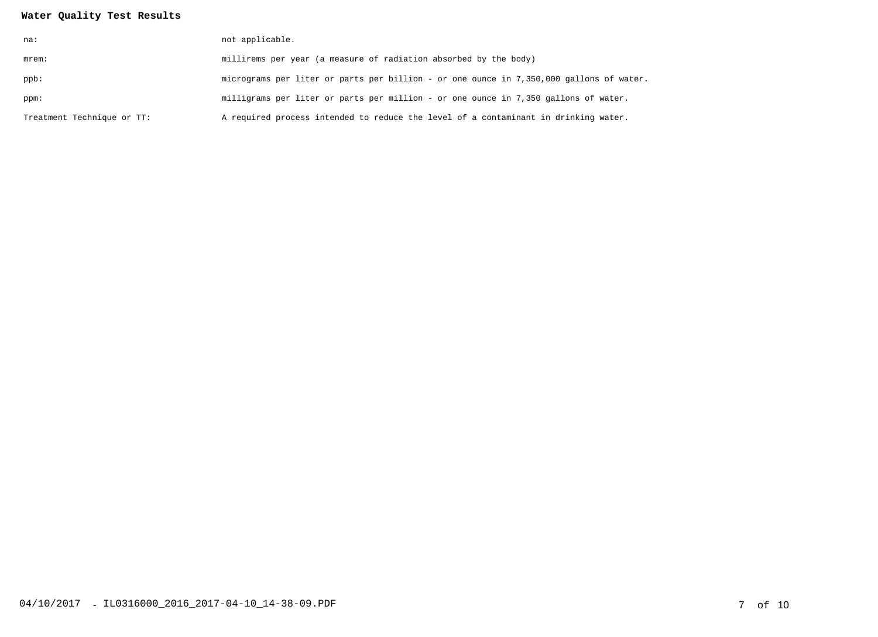**Water Quality Test Results**

| | |
|---|---|
| na: | not applicable. |
| mrem: | millirems per year (a measure of radiation absorbed by the body) |
| ppb: | micrograms per liter or parts per billion - or one ounce in 7,350,000 gallons of water. |
| ppm: | milligrams per liter or parts per million - or one ounce in 7,350 gallons of water. |
| Treatment Technique or TT: | A required process intended to reduce the level of a contaminant in drinking water. |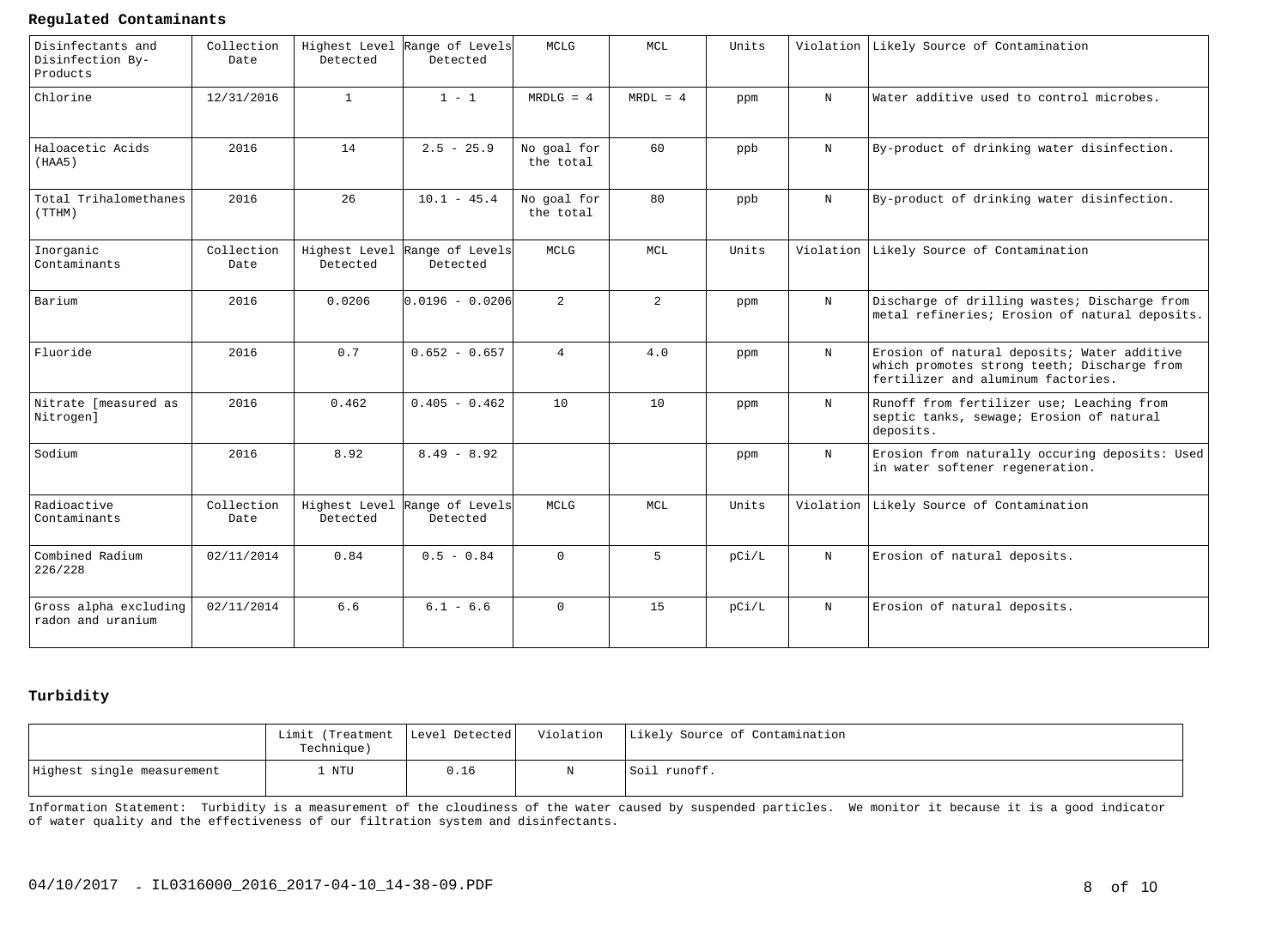## Regulated Contaminants

| Disinfectants and Disinfection By-Products | Collection Date | Highest Level Detected | Range of Levels Detected | MCLG | MCL | Units | Violation | Likely Source of Contamination |
|---|---|---|---|---|---|---|---|---|
| Chlorine | 12/31/2016 | 1 | 1 - 1 | MRDLG = 4 | MRDL = 4 | ppm | N | Water additive used to control microbes. |
| Haloacetic Acids (HAA5) | 2016 | 14 | 2.5 - 25.9 | No goal for the total | 60 | ppb | N | By-product of drinking water disinfection. |
| Total Trihalomethanes (TTHM) | 2016 | 26 | 10.1 - 45.4 | No goal for the total | 80 | ppb | N | By-product of drinking water disinfection. |
| **Inorganic Contaminants** | **Collection Date** | **Highest Level Detected** | **Range of Levels Detected** | **MCLG** | **MCL** | **Units** | **Violation** | **Likely Source of Contamination** |
| Barium | 2016 | 0.0206 | 0.0196 - 0.0206 | 2 | 2 | ppm | N | Discharge of drilling wastes; Discharge from metal refineries; Erosion of natural deposits. |
| Fluoride | 2016 | 0.7 | 0.652 - 0.657 | 4 | 4.0 | ppm | N | Erosion of natural deposits; Water additive which promotes strong teeth; Discharge from fertilizer and aluminum factories. |
| Nitrate [measured as Nitrogen] | 2016 | 0.462 | 0.405 - 0.462 | 10 | 10 | ppm | N | Runoff from fertilizer use; Leaching from septic tanks, sewage; Erosion of natural deposits. |
| Sodium | 2016 | 8.92 | 8.49 - 8.92 | | | ppm | N | Erosion from naturally occuring deposits: Used in water softener regeneration. |
| **Radioactive Contaminants** | **Collection Date** | **Highest Level Detected** | **Range of Levels Detected** | **MCLG** | **MCL** | **Units** | **Violation** | **Likely Source of Contamination** |
| Combined Radium 226/228 | 02/11/2014 | 0.84 | 0.5 - 0.84 | 0 | 5 | pCi/L | N | Erosion of natural deposits. |
| Gross alpha excluding radon and uranium | 02/11/2014 | 6.6 | 6.1 - 6.6 | 0 | 15 | pCi/L | N | Erosion of natural deposits. |

## Turbidity

| | Limit (Treatment Technique) | Level Detected | Violation | Likely Source of Contamination |
|---|---|---|---|---|
| Highest single measurement | 1 NTU | 0.16 | N | Soil runoff. |

Information Statement: Turbidity is a measurement of the cloudiness of the water caused by suspended particles. We monitor it because it is a good indicator of water quality and the effectiveness of our filtration system and disinfectants.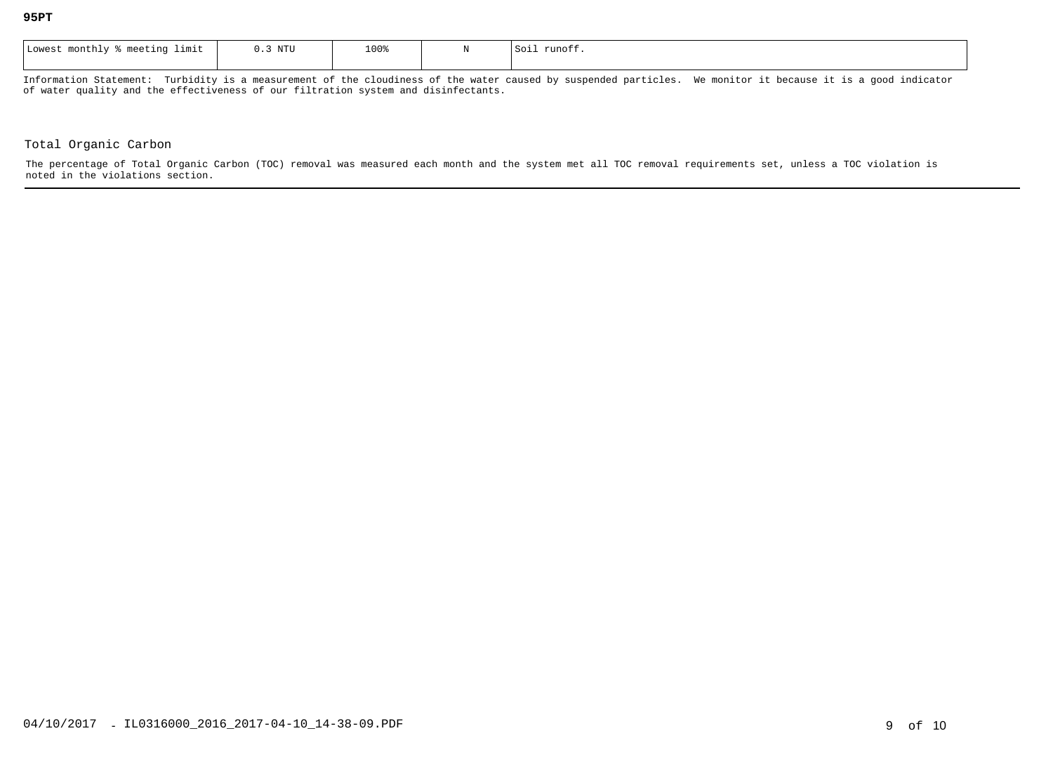**95PT**

| Lowest monthly % meeting limit | 0.3 NTU | 100% | N | Soil runoff. |
|---|---|---|---|---|

Information Statement: Turbidity is a measurement of the cloudiness of the water caused by suspended particles. We monitor it because it is a good indicator of water quality and the effectiveness of our filtration system and disinfectants.

## Total Organic Carbon

The percentage of Total Organic Carbon (TOC) removal was measured each month and the system met all TOC removal requirements set, unless a TOC violation is noted in the violations section.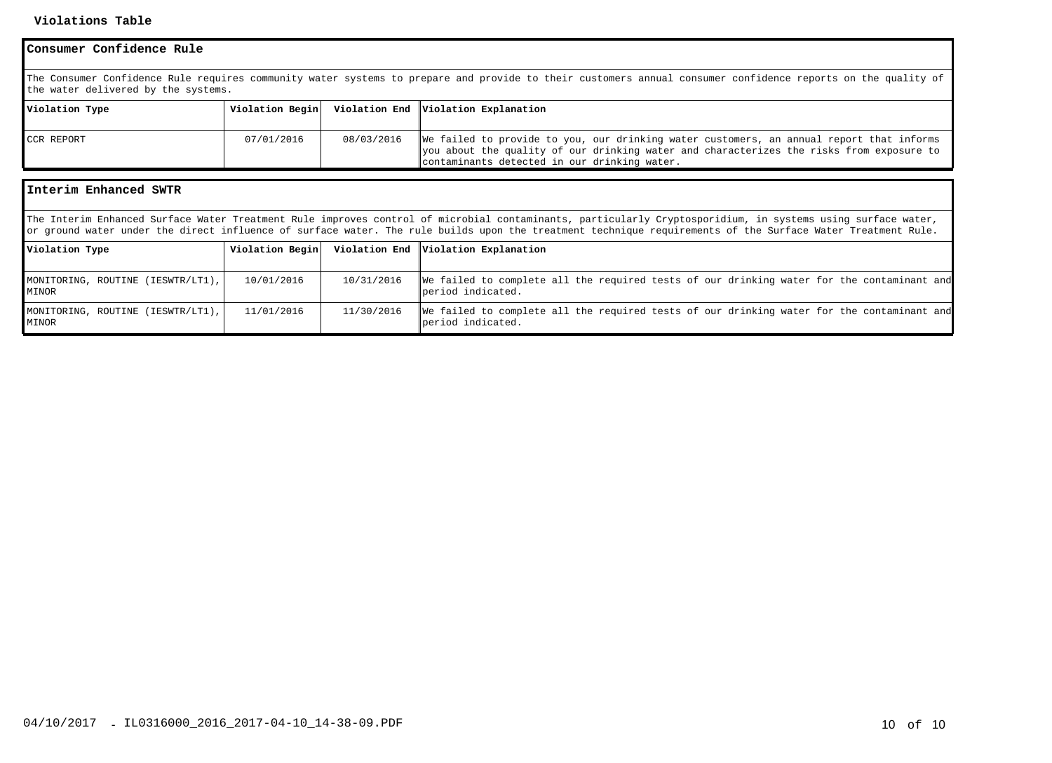**Violations Table**

## Consumer Confidence Rule

The Consumer Confidence Rule requires community water systems to prepare and provide to their customers annual consumer confidence reports on the quality of the water delivered by the systems.

| Violation Type | Violation Begin | Violation End | Violation Explanation |
|---|---|---|---|
| CCR REPORT | 07/01/2016 | 08/03/2016 | We failed to provide to you, our drinking water customers, an annual report that informs you about the quality of our drinking water and characterizes the risks from exposure to contaminants detected in our drinking water. |

## Interim Enhanced SWTR

The Interim Enhanced Surface Water Treatment Rule improves control of microbial contaminants, particularly Cryptosporidium, in systems using surface water, or ground water under the direct influence of surface water. The rule builds upon the treatment technique requirements of the Surface Water Treatment Rule.

| Violation Type | Violation Begin | Violation End | Violation Explanation |
|---|---|---|---|
| MONITORING, ROUTINE (IESWTR/LT1), MINOR | 10/01/2016 | 10/31/2016 | We failed to complete all the required tests of our drinking water for the contaminant and period indicated. |
| MONITORING, ROUTINE (IESWTR/LT1), MINOR | 11/01/2016 | 11/30/2016 | We failed to complete all the required tests of our drinking water for the contaminant and period indicated. |